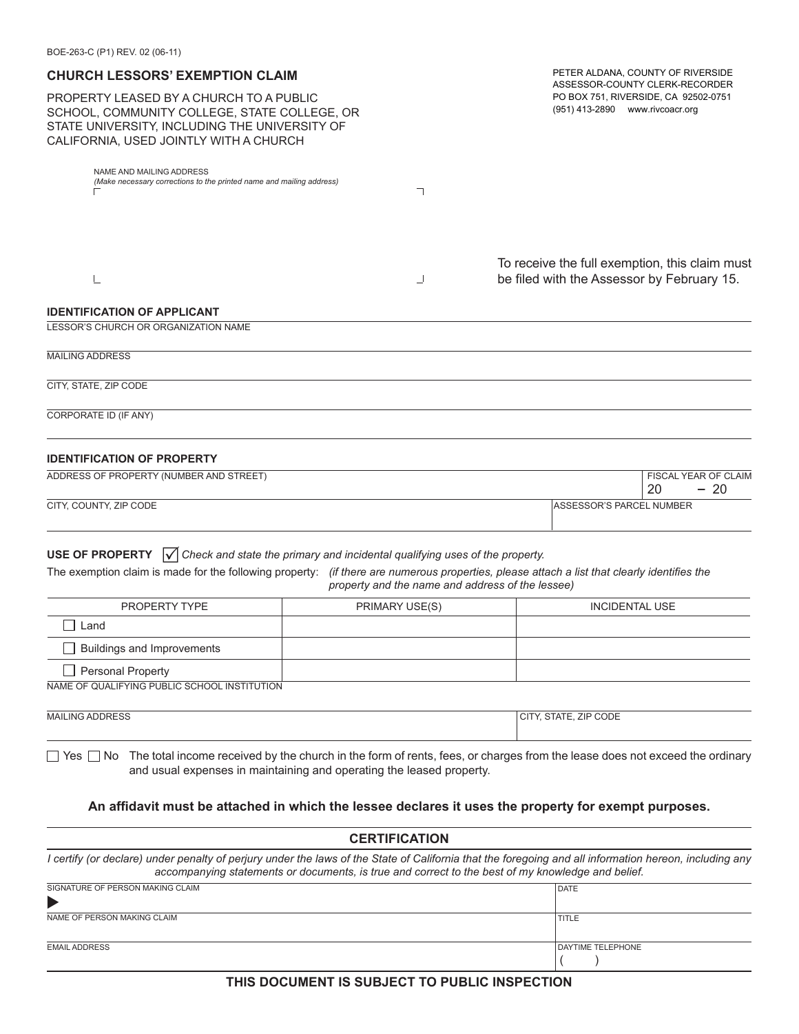BOE-263-C (P1) REV. 02 (06-11)

## CHURCH LESSORS' EXEMPTION CLAIM

PROPERTY LEASED BY A CHURCH TO A PUBLIC SCHOOL, COMMUNITY COLLEGE, STATE COLLEGE, OR STATE UNIVERSITY, INCLUDING THE UNIVERSITY OF CALIFORNIA, USED JOINTLY WITH A CHURCH

PETER ALDANA, COUNTY OF RIVERSIDE
ASSESSOR-COUNTY CLERK-RECORDER
PO BOX 751, RIVERSIDE, CA 92502-0751
(951) 413-2890 www.rivcoacr.org

NAME AND MAILING ADDRESS
*(Make necessary corrections to the printed name and mailing address)*

To receive the full exemption, this claim must be filed with the Assessor by February 15.

### IDENTIFICATION OF APPLICANT

LESSOR'S CHURCH OR ORGANIZATION NAME

MAILING ADDRESS

CITY, STATE, ZIP CODE

CORPORATE ID (IF ANY)

### IDENTIFICATION OF PROPERTY

| ADDRESS OF PROPERTY (NUMBER AND STREET) | FISCAL YEAR OF CLAIM 20 – 20 |
|---|---|
| CITY, COUNTY, ZIP CODE | ASSESSOR'S PARCEL NUMBER |

**USE OF PROPERTY** ☑ *Check and state the primary and incidental qualifying uses of the property.*

The exemption claim is made for the following property: *(if there are numerous properties, please attach a list that clearly identifies the property and the name and address of the lessee)*

| PROPERTY TYPE | PRIMARY USE(S) | INCIDENTAL USE |
|---|---|---|
| ☐ Land | | |
| ☐ Buildings and Improvements | | |
| ☐ Personal Property | | |

NAME OF QUALIFYING PUBLIC SCHOOL INSTITUTION

| MAILING ADDRESS | CITY, STATE, ZIP CODE |
|---|---|
| | |

☐ Yes ☐ No The total income received by the church in the form of rents, fees, or charges from the lease does not exceed the ordinary and usual expenses in maintaining and operating the leased property.

**An affidavit must be attached in which the lessee declares it uses the property for exempt purposes.**

### CERTIFICATION

*I certify (or declare) under penalty of perjury under the laws of the State of California that the foregoing and all information hereon, including any accompanying statements or documents, is true and correct to the best of my knowledge and belief.*

| SIGNATURE OF PERSON MAKING CLAIM ▶ | DATE |
|---|---|
| NAME OF PERSON MAKING CLAIM | TITLE |
| EMAIL ADDRESS | DAYTIME TELEPHONE ( ) |

**THIS DOCUMENT IS SUBJECT TO PUBLIC INSPECTION**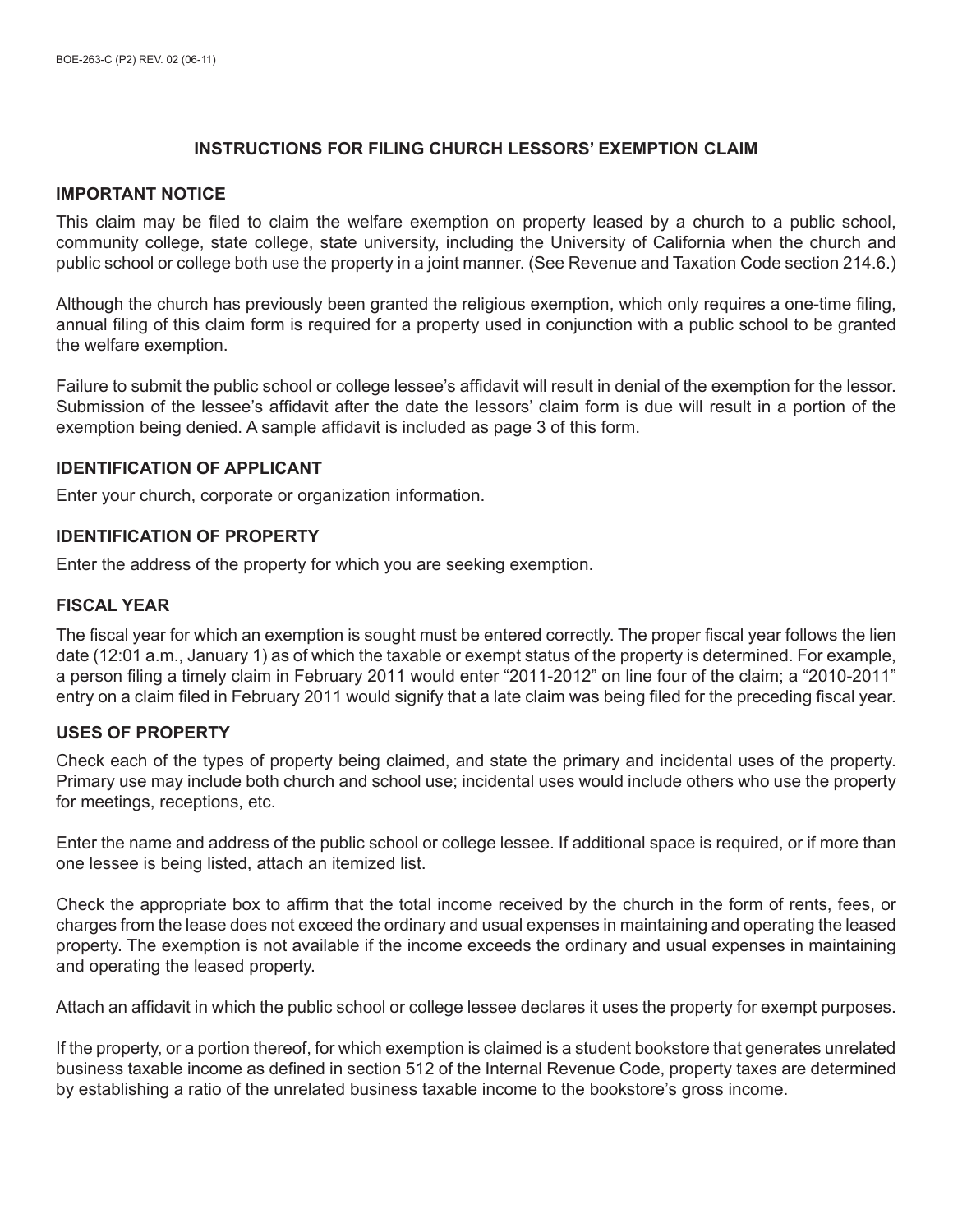# INSTRUCTIONS FOR FILING CHURCH LESSORS' EXEMPTION CLAIM

## IMPORTANT NOTICE

This claim may be filed to claim the welfare exemption on property leased by a church to a public school, community college, state college, state university, including the University of California when the church and public school or college both use the property in a joint manner. (See Revenue and Taxation Code section 214.6.)

Although the church has previously been granted the religious exemption, which only requires a one-time filing, annual filing of this claim form is required for a property used in conjunction with a public school to be granted the welfare exemption.

Failure to submit the public school or college lessee's affidavit will result in denial of the exemption for the lessor. Submission of the lessee's affidavit after the date the lessors' claim form is due will result in a portion of the exemption being denied. A sample affidavit is included as page 3 of this form.

## IDENTIFICATION OF APPLICANT

Enter your church, corporate or organization information.

## IDENTIFICATION OF PROPERTY

Enter the address of the property for which you are seeking exemption.

## FISCAL YEAR

The fiscal year for which an exemption is sought must be entered correctly. The proper fiscal year follows the lien date (12:01 a.m., January 1) as of which the taxable or exempt status of the property is determined. For example, a person filing a timely claim in February 2011 would enter "2011-2012" on line four of the claim; a "2010-2011" entry on a claim filed in February 2011 would signify that a late claim was being filed for the preceding fiscal year.

## USES OF PROPERTY

Check each of the types of property being claimed, and state the primary and incidental uses of the property. Primary use may include both church and school use; incidental uses would include others who use the property for meetings, receptions, etc.

Enter the name and address of the public school or college lessee. If additional space is required, or if more than one lessee is being listed, attach an itemized list.

Check the appropriate box to affirm that the total income received by the church in the form of rents, fees, or charges from the lease does not exceed the ordinary and usual expenses in maintaining and operating the leased property. The exemption is not available if the income exceeds the ordinary and usual expenses in maintaining and operating the leased property.

Attach an affidavit in which the public school or college lessee declares it uses the property for exempt purposes.

If the property, or a portion thereof, for which exemption is claimed is a student bookstore that generates unrelated business taxable income as defined in section 512 of the Internal Revenue Code, property taxes are determined by establishing a ratio of the unrelated business taxable income to the bookstore's gross income.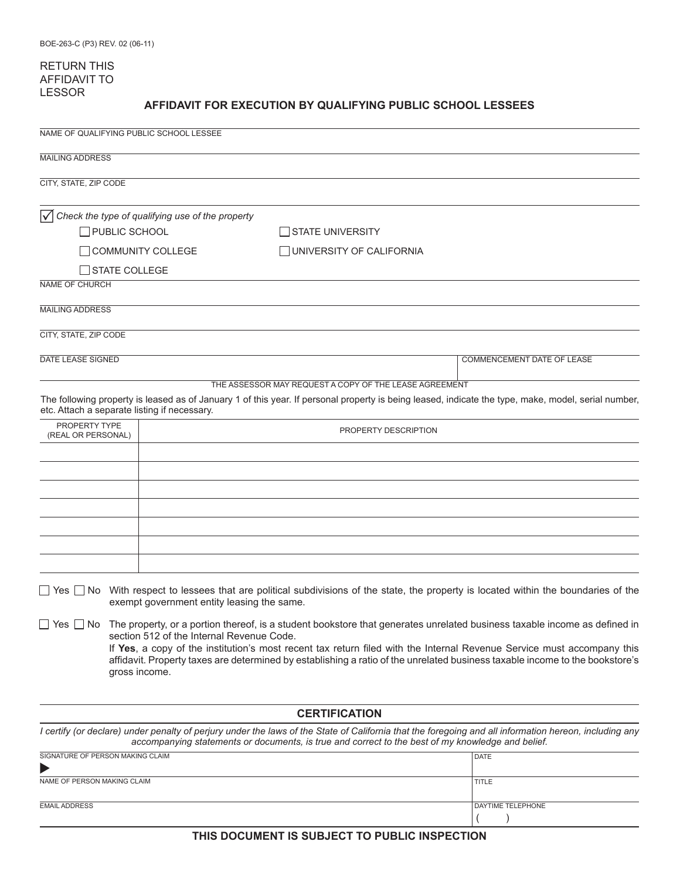BOE-263-C (P3) REV. 02 (06-11)

RETURN THIS AFFIDAVIT TO LESSOR

## AFFIDAVIT FOR EXECUTION BY QUALIFYING PUBLIC SCHOOL LESSEES

NAME OF QUALIFYING PUBLIC SCHOOL LESSEE

MAILING ADDRESS

CITY, STATE, ZIP CODE

☑ *Check the type of qualifying use of the property*

- ☐ PUBLIC SCHOOL
- ☐ STATE UNIVERSITY
- ☐ COMMUNITY COLLEGE
- ☐ UNIVERSITY OF CALIFORNIA
- ☐ STATE COLLEGE

NAME OF CHURCH

MAILING ADDRESS

CITY, STATE, ZIP CODE

| DATE LEASE SIGNED | COMMENCEMENT DATE OF LEASE |
|---|---|
| | |

THE ASSESSOR MAY REQUEST A COPY OF THE LEASE AGREEMENT

The following property is leased as of January 1 of this year. If personal property is being leased, indicate the type, make, model, serial number, etc. Attach a separate listing if necessary.

| PROPERTY TYPE (REAL OR PERSONAL) | PROPERTY DESCRIPTION |
|---|---|
| | |
| | |
| | |
| | |
| | |
| | |
| | |

☐ Yes ☐ No With respect to lessees that are political subdivisions of the state, the property is located within the boundaries of the exempt government entity leasing the same.

☐ Yes ☐ No The property, or a portion thereof, is a student bookstore that generates unrelated business taxable income as defined in section 512 of the Internal Revenue Code.
If **Yes**, a copy of the institution's most recent tax return filed with the Internal Revenue Service must accompany this affidavit. Property taxes are determined by establishing a ratio of the unrelated business taxable income to the bookstore's gross income.

## CERTIFICATION

*I certify (or declare) under penalty of perjury under the laws of the State of California that the foregoing and all information hereon, including any accompanying statements or documents, is true and correct to the best of my knowledge and belief.*

| SIGNATURE OF PERSON MAKING CLAIM | DATE |
|---|---|
| ▶ | |
| NAME OF PERSON MAKING CLAIM | TITLE |
| | |
| EMAIL ADDRESS | DAYTIME TELEPHONE |
| | ( ) |

**THIS DOCUMENT IS SUBJECT TO PUBLIC INSPECTION**